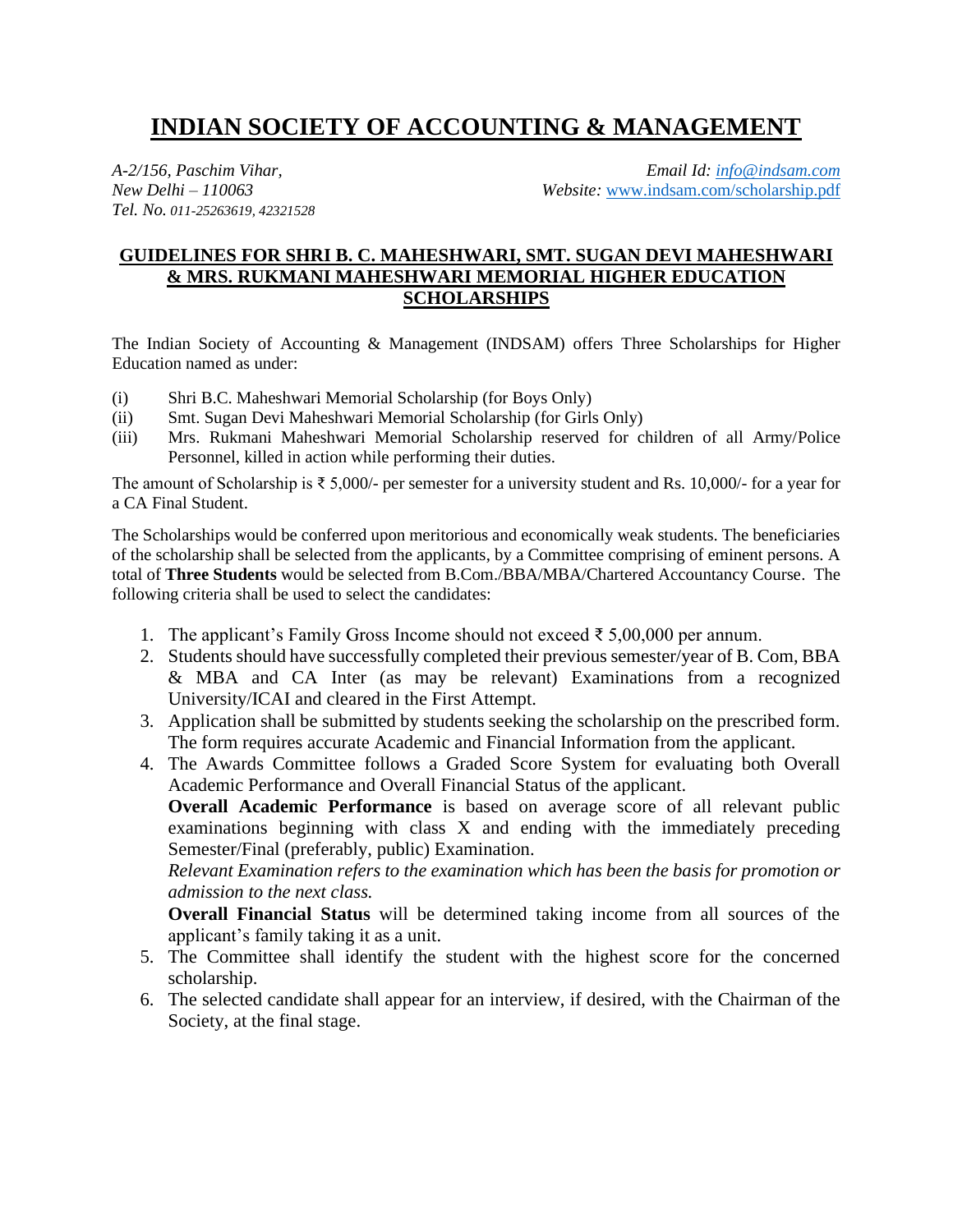# INDIAN SOCIETY OF ACCOUNTING & MANAGEMENT

*A-2/156, Paschim Vihar,*
*New Delhi – 110063*
*Tel. No. 011-25263619, 42321528*

*Email Id:* info@indsam.com
*Website:* www.indsam.com/scholarship.pdf

## GUIDELINES FOR SHRI B. C. MAHESHWARI, SMT. SUGAN DEVI MAHESHWARI & MRS. RUKMANI MAHESHWARI MEMORIAL HIGHER EDUCATION SCHOLARSHIPS

The Indian Society of Accounting & Management (INDSAM) offers Three Scholarships for Higher Education named as under:

(i) Shri B.C. Maheshwari Memorial Scholarship (for Boys Only)
(ii) Smt. Sugan Devi Maheshwari Memorial Scholarship (for Girls Only)
(iii) Mrs. Rukmani Maheshwari Memorial Scholarship reserved for children of all Army/Police Personnel, killed in action while performing their duties.

The amount of Scholarship is ₹ 5,000/- per semester for a university student and Rs. 10,000/- for a year for a CA Final Student.

The Scholarships would be conferred upon meritorious and economically weak students. The beneficiaries of the scholarship shall be selected from the applicants, by a Committee comprising of eminent persons. A total of **Three Students** would be selected from B.Com./BBA/MBA/Chartered Accountancy Course. The following criteria shall be used to select the candidates:

1. The applicant's Family Gross Income should not exceed ₹ 5,00,000 per annum.
2. Students should have successfully completed their previous semester/year of B. Com, BBA & MBA and CA Inter (as may be relevant) Examinations from a recognized University/ICAI and cleared in the First Attempt.
3. Application shall be submitted by students seeking the scholarship on the prescribed form. The form requires accurate Academic and Financial Information from the applicant.
4. The Awards Committee follows a Graded Score System for evaluating both Overall Academic Performance and Overall Financial Status of the applicant.
   **Overall Academic Performance** is based on average score of all relevant public examinations beginning with class X and ending with the immediately preceding Semester/Final (preferably, public) Examination.
   *Relevant Examination refers to the examination which has been the basis for promotion or admission to the next class.*
   **Overall Financial Status** will be determined taking income from all sources of the applicant's family taking it as a unit.
5. The Committee shall identify the student with the highest score for the concerned scholarship.
6. The selected candidate shall appear for an interview, if desired, with the Chairman of the Society, at the final stage.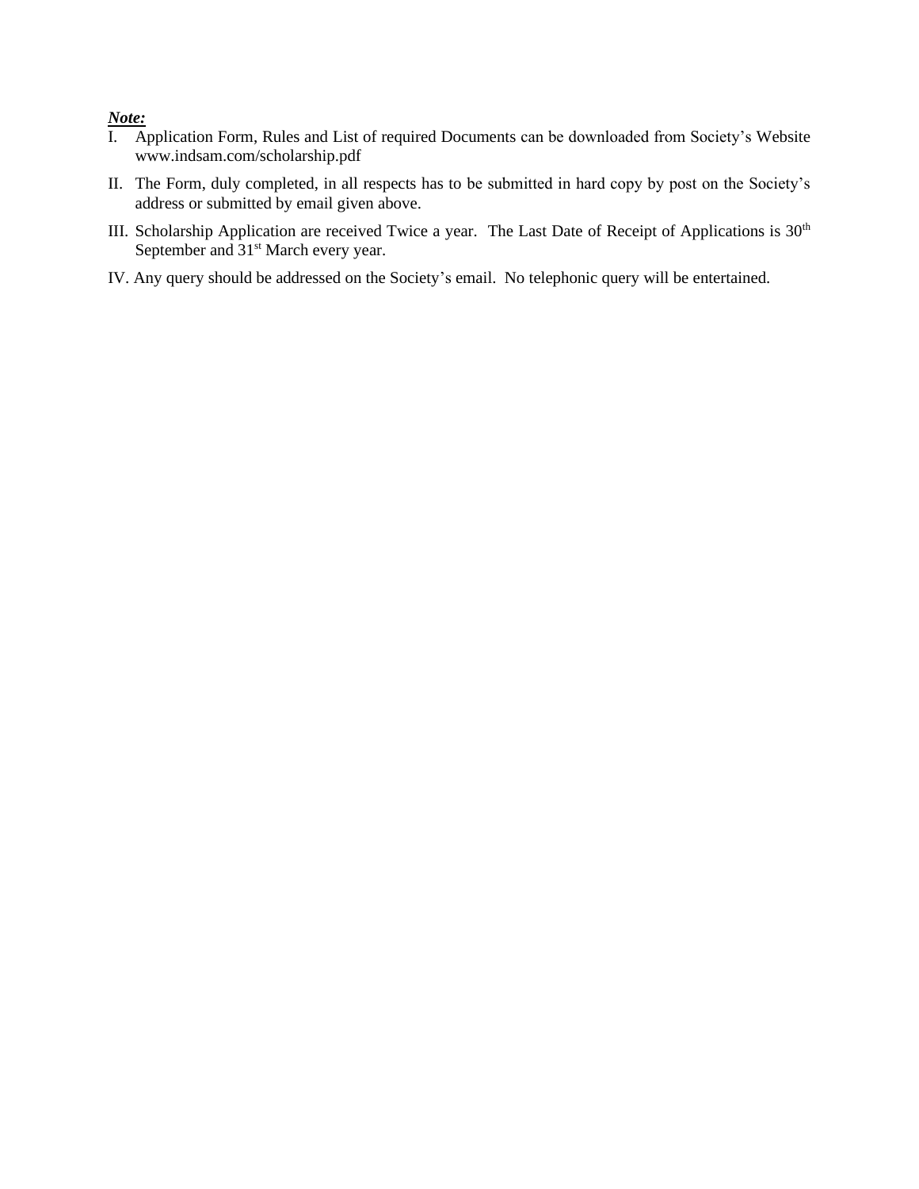***Note:***

I. Application Form, Rules and List of required Documents can be downloaded from Society's Website www.indsam.com/scholarship.pdf

II. The Form, duly completed, in all respects has to be submitted in hard copy by post on the Society's address or submitted by email given above.

III. Scholarship Application are received Twice a year. The Last Date of Receipt of Applications is 30th September and 31st March every year.

IV. Any query should be addressed on the Society's email. No telephonic query will be entertained.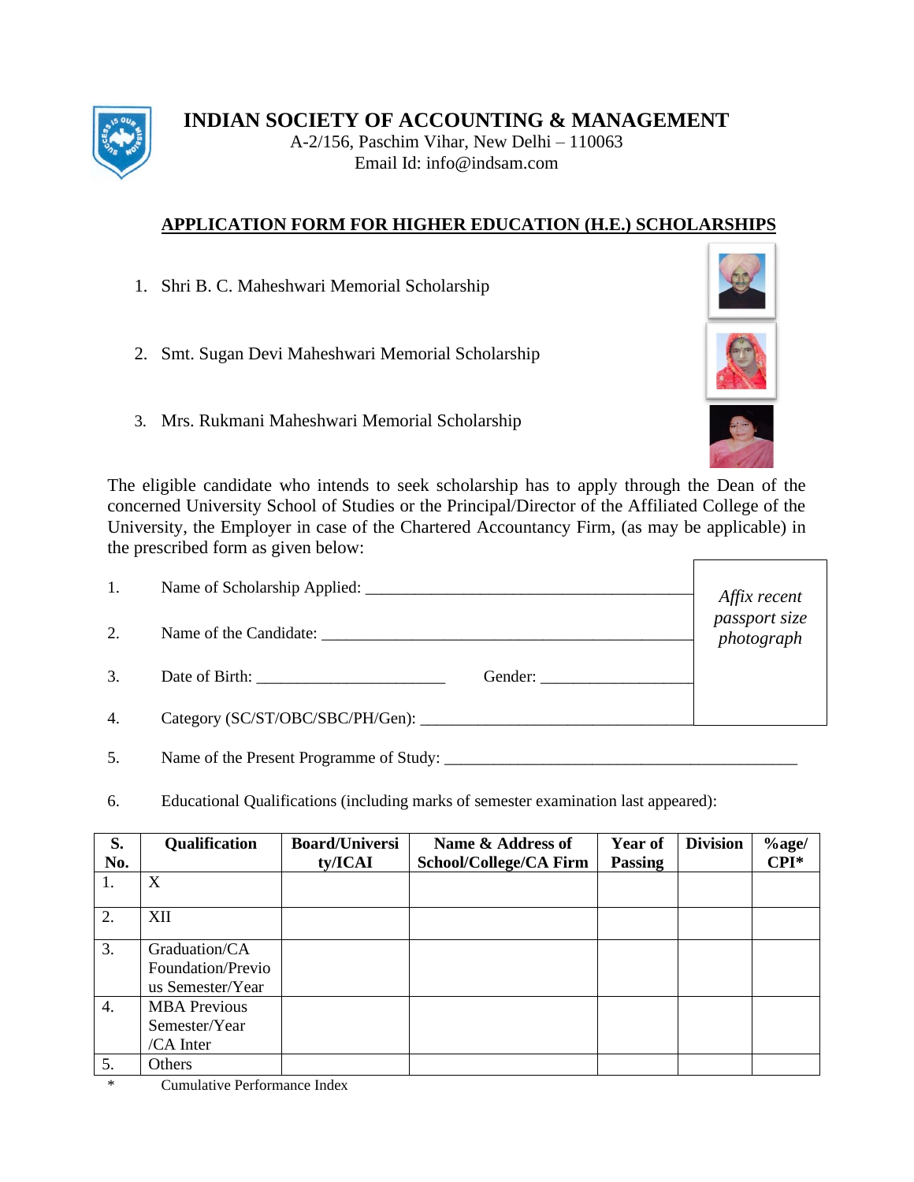# INDIAN SOCIETY OF ACCOUNTING & MANAGEMENT

A-2/156, Paschim Vihar, New Delhi – 110063
Email Id: info@indsam.com

## APPLICATION FORM FOR HIGHER EDUCATION (H.E.) SCHOLARSHIPS

1. Shri B. C. Maheshwari Memorial Scholarship
2. Smt. Sugan Devi Maheshwari Memorial Scholarship
3. Mrs. Rukmani Maheshwari Memorial Scholarship

The eligible candidate who intends to seek scholarship has to apply through the Dean of the concerned University School of Studies or the Principal/Director of the Affiliated College of the University, the Employer in case of the Chartered Accountancy Firm, (as may be applicable) in the prescribed form as given below:

*Affix recent passport size photograph*

1. Name of Scholarship Applied: ________________________________________
2. Name of the Candidate: ________________________________________
3. Date of Birth: ______________________ Gender: __________________
4. Category (SC/ST/OBC/SBC/PH/Gen): ________________________________
5. Name of the Present Programme of Study: ________________________________________
6. Educational Qualifications (including marks of semester examination last appeared):

| S. No. | Qualification | Board/University/ICAI | Name & Address of School/College/CA Firm | Year of Passing | Division | %age/ CPI* |
|---|---|---|---|---|---|---|
| 1. | X | | | | | |
| 2. | XII | | | | | |
| 3. | Graduation/CA Foundation/Previous Semester/Year | | | | | |
| 4. | MBA Previous Semester/Year /CA Inter | | | | | |
| 5. | Others | | | | | |

\* Cumulative Performance Index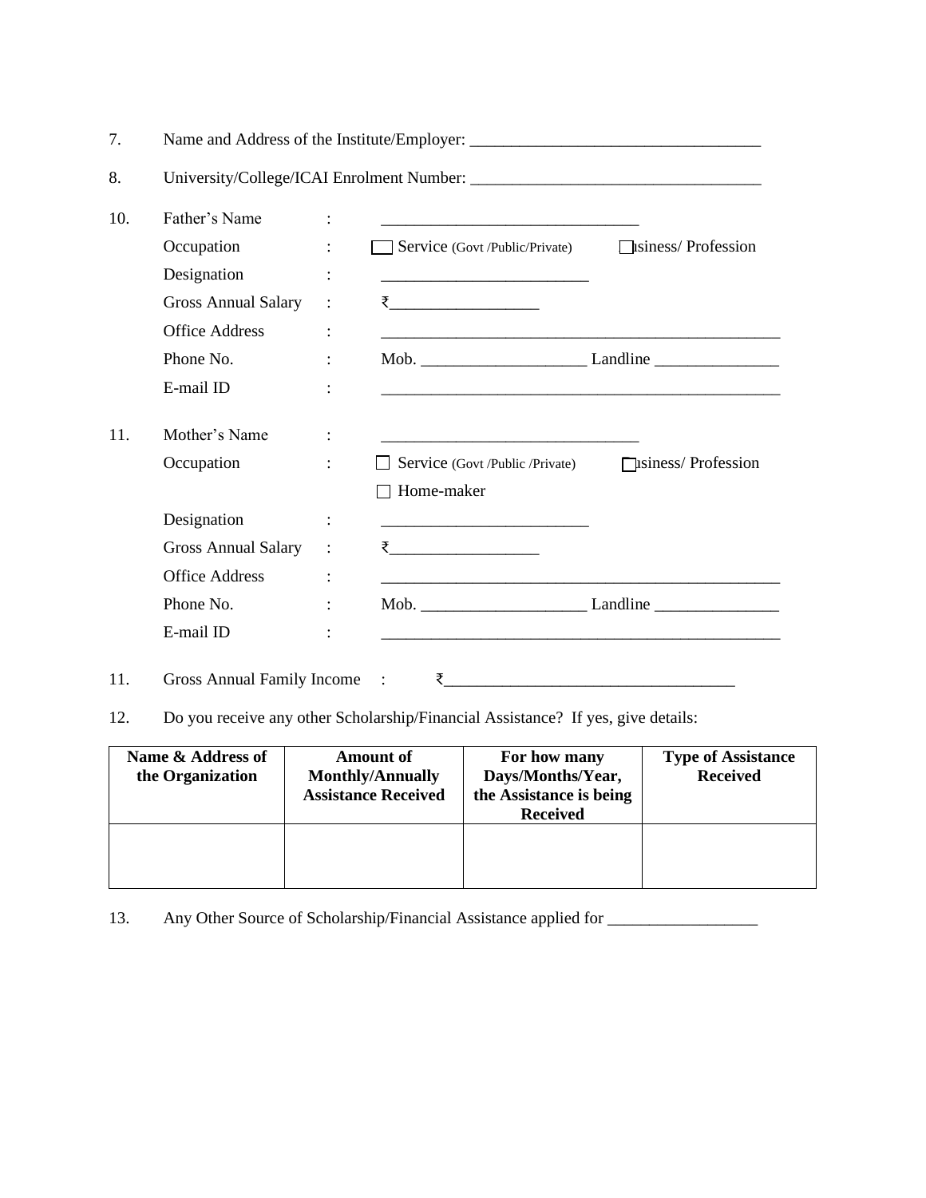7. Name and Address of the Institute/Employer: ___________________________________

8. University/College/ICAI Enrolment Number: ___________________________________

10. Father's Name : ______________________________

 Occupation : ☐ Service (Govt /Public/Private) ☐ ısiness/ Profession

 Designation : ________________________

 Gross Annual Salary : ₹__________________

 Office Address : ______________________________________________

 Phone No. : Mob. ___________________ Landline ______________

 E-mail ID : ______________________________________________

11. Mother's Name : ______________________________

 Occupation : ☐ Service (Govt /Public /Private) ☐ ısiness/ Profession

 ☐ Home-maker

 Designation : ________________________

 Gross Annual Salary : ₹__________________

 Office Address : ______________________________________________

 Phone No. : Mob. ___________________ Landline ______________

 E-mail ID : ______________________________________________

11. Gross Annual Family Income : ₹__________________________________

12. Do you receive any other Scholarship/Financial Assistance? If yes, give details:

| Name & Address of the Organization | Amount of Monthly/Annually Assistance Received | For how many Days/Months/Year, the Assistance is being Received | Type of Assistance Received |
|---|---|---|---|
| | | | |

13. Any Other Source of Scholarship/Financial Assistance applied for _________________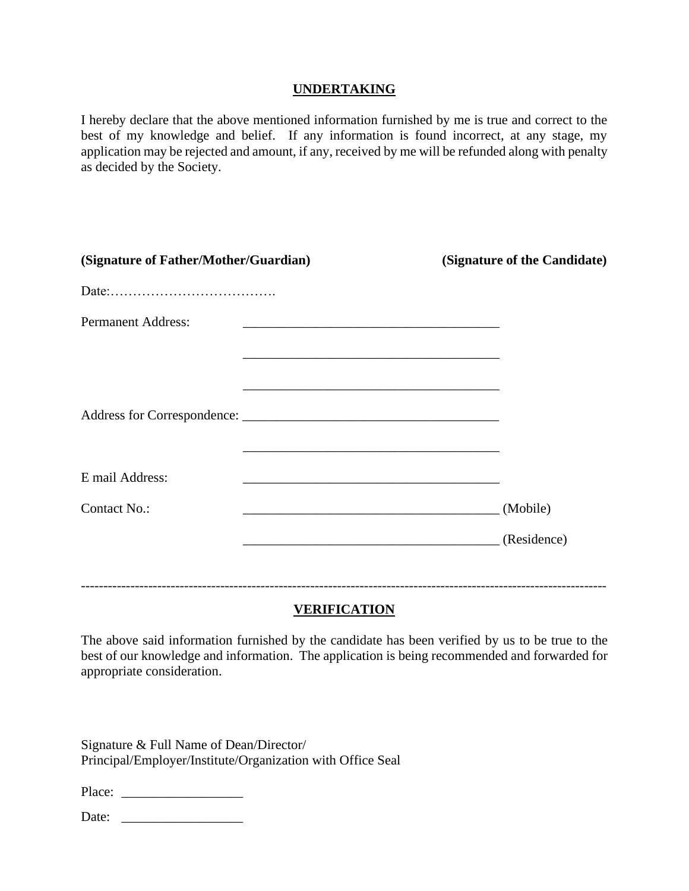## UNDERTAKING

I hereby declare that the above mentioned information furnished by me is true and correct to the best of my knowledge and belief. If any information is found incorrect, at any stage, my application may be rejected and amount, if any, received by me will be refunded along with penalty as decided by the Society.

**(Signature of Father/Mother/Guardian)** **(Signature of the Candidate)**

Date:……………………………….

Permanent Address: _______________________________________

_______________________________________

_______________________________________

Address for Correspondence: _______________________________________

_______________________________________

E mail Address: _______________________________________

Contact No.: _______________________________________ (Mobile)

_______________________________________ (Residence)

---

## VERIFICATION

The above said information furnished by the candidate has been verified by us to be true to the best of our knowledge and information. The application is being recommended and forwarded for appropriate consideration.

Signature & Full Name of Dean/Director/
Principal/Employer/Institute/Organization with Office Seal

Place: __________________

Date: __________________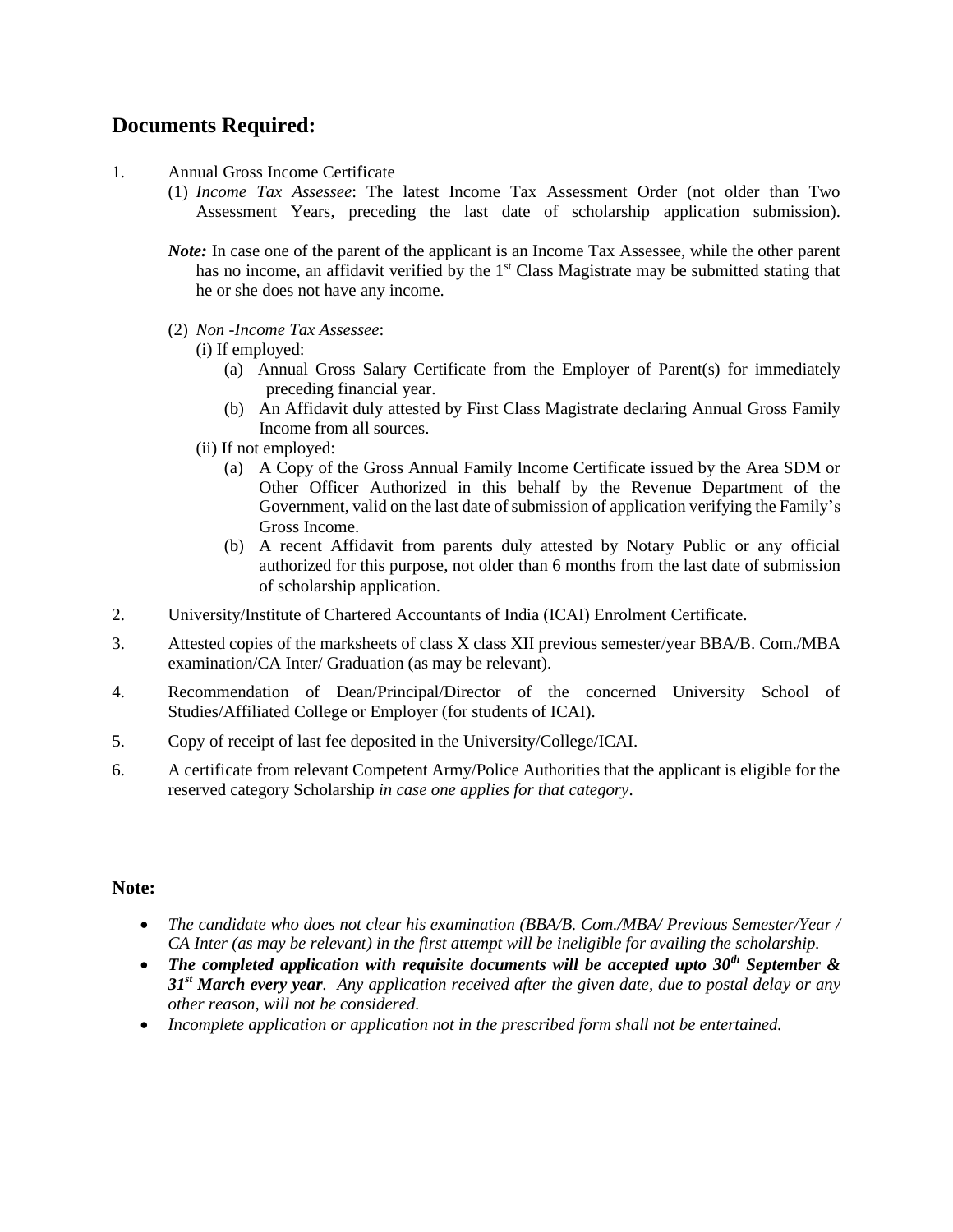## Documents Required:

1. Annual Gross Income Certificate
   (1) *Income Tax Assessee*: The latest Income Tax Assessment Order (not older than Two Assessment Years, preceding the last date of scholarship application submission).

   ***Note:*** In case one of the parent of the applicant is an Income Tax Assessee, while the other parent has no income, an affidavit verified by the 1st Class Magistrate may be submitted stating that he or she does not have any income.

   (2) *Non -Income Tax Assessee*:
   (i) If employed:
   (a) Annual Gross Salary Certificate from the Employer of Parent(s) for immediately preceding financial year.
   (b) An Affidavit duly attested by First Class Magistrate declaring Annual Gross Family Income from all sources.
   (ii) If not employed:
   (a) A Copy of the Gross Annual Family Income Certificate issued by the Area SDM or Other Officer Authorized in this behalf by the Revenue Department of the Government, valid on the last date of submission of application verifying the Family's Gross Income.
   (b) A recent Affidavit from parents duly attested by Notary Public or any official authorized for this purpose, not older than 6 months from the last date of submission of scholarship application.
2. University/Institute of Chartered Accountants of India (ICAI) Enrolment Certificate.
3. Attested copies of the marksheets of class X class XII previous semester/year BBA/B. Com./MBA examination/CA Inter/ Graduation (as may be relevant).
4. Recommendation of Dean/Principal/Director of the concerned University School of Studies/Affiliated College or Employer (for students of ICAI).
5. Copy of receipt of last fee deposited in the University/College/ICAI.
6. A certificate from relevant Competent Army/Police Authorities that the applicant is eligible for the reserved category Scholarship *in case one applies for that category*.

### Note:

- *The candidate who does not clear his examination (BBA/B. Com./MBA/ Previous Semester/Year / CA Inter (as may be relevant) in the first attempt will be ineligible for availing the scholarship.*
- ***The completed application with requisite documents will be accepted upto 30th September & 31st March every year****. Any application received after the given date, due to postal delay or any other reason, will not be considered.*
- *Incomplete application or application not in the prescribed form shall not be entertained.*